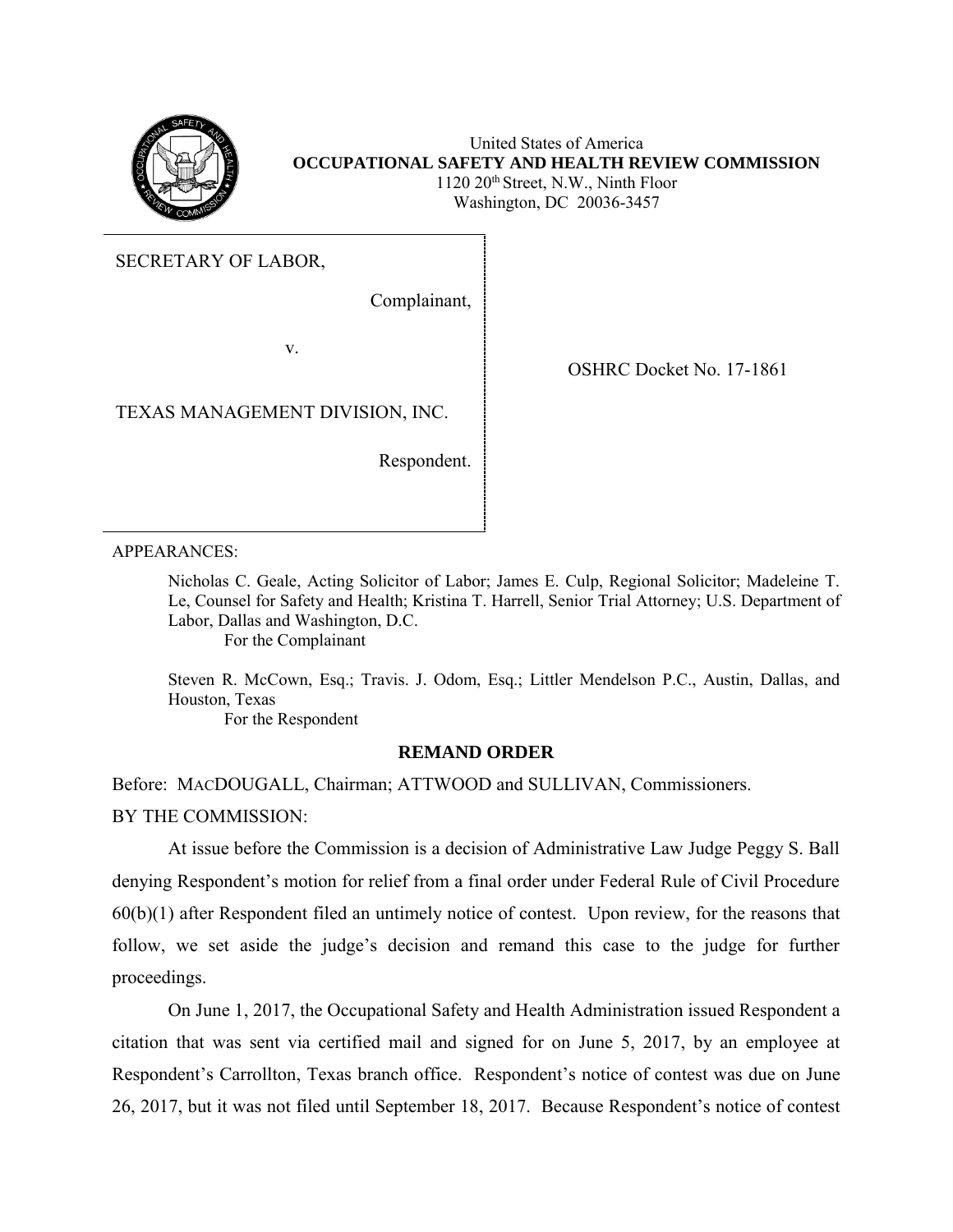United States of America
**OCCUPATIONAL SAFETY AND HEALTH REVIEW COMMISSION**
1120 20th Street, N.W., Ninth Floor
Washington, DC 20036-3457

SECRETARY OF LABOR,

Complainant,

v.

TEXAS MANAGEMENT DIVISION, INC.

Respondent.

OSHRC Docket No. 17-1861

APPEARANCES:

Nicholas C. Geale, Acting Solicitor of Labor; James E. Culp, Regional Solicitor; Madeleine T. Le, Counsel for Safety and Health; Kristina T. Harrell, Senior Trial Attorney; U.S. Department of Labor, Dallas and Washington, D.C.
For the Complainant

Steven R. McCown, Esq.; Travis. J. Odom, Esq.; Littler Mendelson P.C., Austin, Dallas, and Houston, Texas
For the Respondent

## REMAND ORDER

Before: MACDOUGALL, Chairman; ATTWOOD and SULLIVAN, Commissioners.

BY THE COMMISSION:

At issue before the Commission is a decision of Administrative Law Judge Peggy S. Ball denying Respondent's motion for relief from a final order under Federal Rule of Civil Procedure 60(b)(1) after Respondent filed an untimely notice of contest. Upon review, for the reasons that follow, we set aside the judge's decision and remand this case to the judge for further proceedings.

On June 1, 2017, the Occupational Safety and Health Administration issued Respondent a citation that was sent via certified mail and signed for on June 5, 2017, by an employee at Respondent's Carrollton, Texas branch office. Respondent's notice of contest was due on June 26, 2017, but it was not filed until September 18, 2017. Because Respondent's notice of contest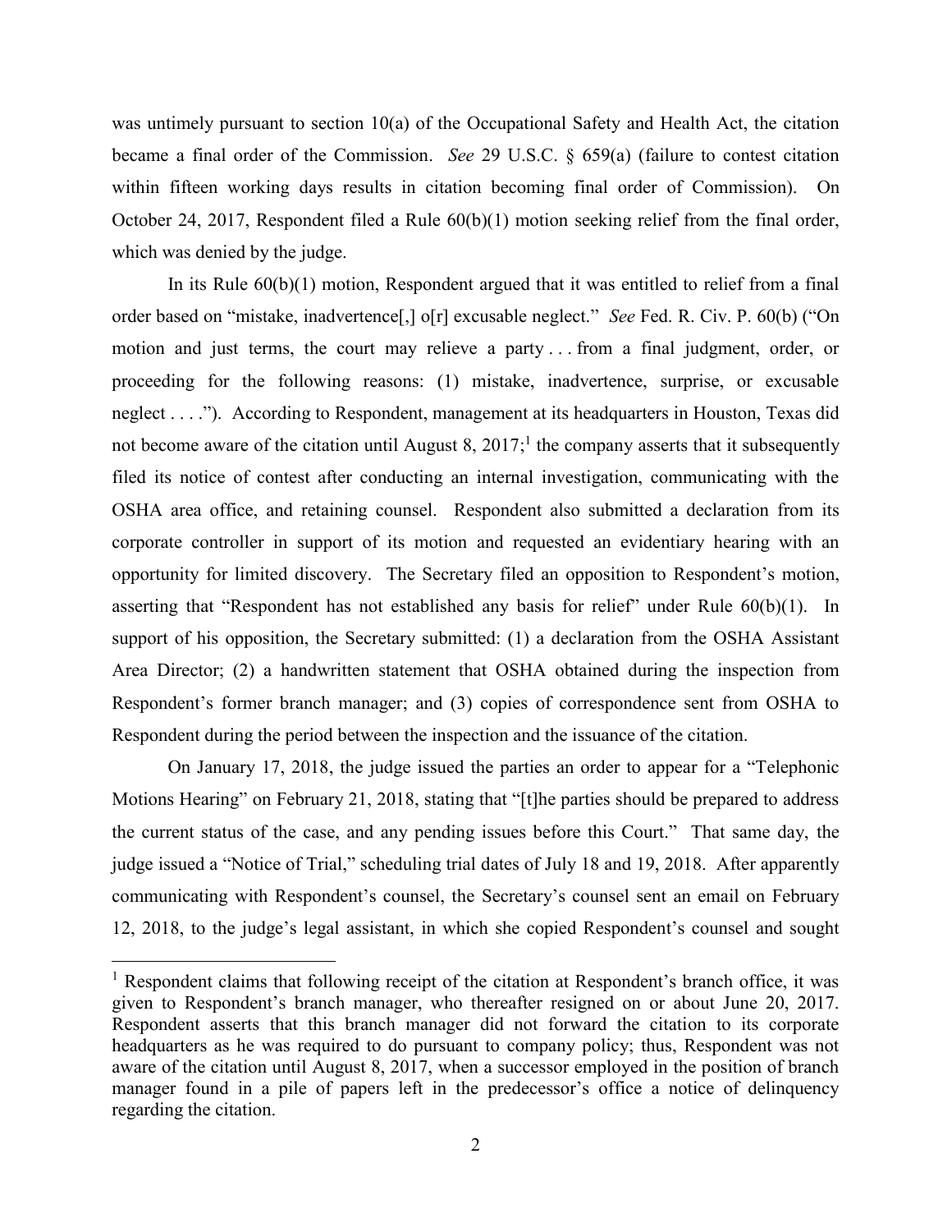was untimely pursuant to section 10(a) of the Occupational Safety and Health Act, the citation became a final order of the Commission. *See* 29 U.S.C. § 659(a) (failure to contest citation within fifteen working days results in citation becoming final order of Commission). On October 24, 2017, Respondent filed a Rule 60(b)(1) motion seeking relief from the final order, which was denied by the judge.

In its Rule 60(b)(1) motion, Respondent argued that it was entitled to relief from a final order based on "mistake, inadvertence[,] o[r] excusable neglect." *See* Fed. R. Civ. P. 60(b) ("On motion and just terms, the court may relieve a party . . . from a final judgment, order, or proceeding for the following reasons: (1) mistake, inadvertence, surprise, or excusable neglect . . . ."). According to Respondent, management at its headquarters in Houston, Texas did not become aware of the citation until August 8, 2017;[1] the company asserts that it subsequently filed its notice of contest after conducting an internal investigation, communicating with the OSHA area office, and retaining counsel. Respondent also submitted a declaration from its corporate controller in support of its motion and requested an evidentiary hearing with an opportunity for limited discovery. The Secretary filed an opposition to Respondent's motion, asserting that "Respondent has not established any basis for relief" under Rule 60(b)(1). In support of his opposition, the Secretary submitted: (1) a declaration from the OSHA Assistant Area Director; (2) a handwritten statement that OSHA obtained during the inspection from Respondent's former branch manager; and (3) copies of correspondence sent from OSHA to Respondent during the period between the inspection and the issuance of the citation.

On January 17, 2018, the judge issued the parties an order to appear for a "Telephonic Motions Hearing" on February 21, 2018, stating that "[t]he parties should be prepared to address the current status of the case, and any pending issues before this Court." That same day, the judge issued a "Notice of Trial," scheduling trial dates of July 18 and 19, 2018. After apparently communicating with Respondent's counsel, the Secretary's counsel sent an email on February 12, 2018, to the judge's legal assistant, in which she copied Respondent's counsel and sought

---

[1] Respondent claims that following receipt of the citation at Respondent's branch office, it was given to Respondent's branch manager, who thereafter resigned on or about June 20, 2017. Respondent asserts that this branch manager did not forward the citation to its corporate headquarters as he was required to do pursuant to company policy; thus, Respondent was not aware of the citation until August 8, 2017, when a successor employed in the position of branch manager found in a pile of papers left in the predecessor's office a notice of delinquency regarding the citation.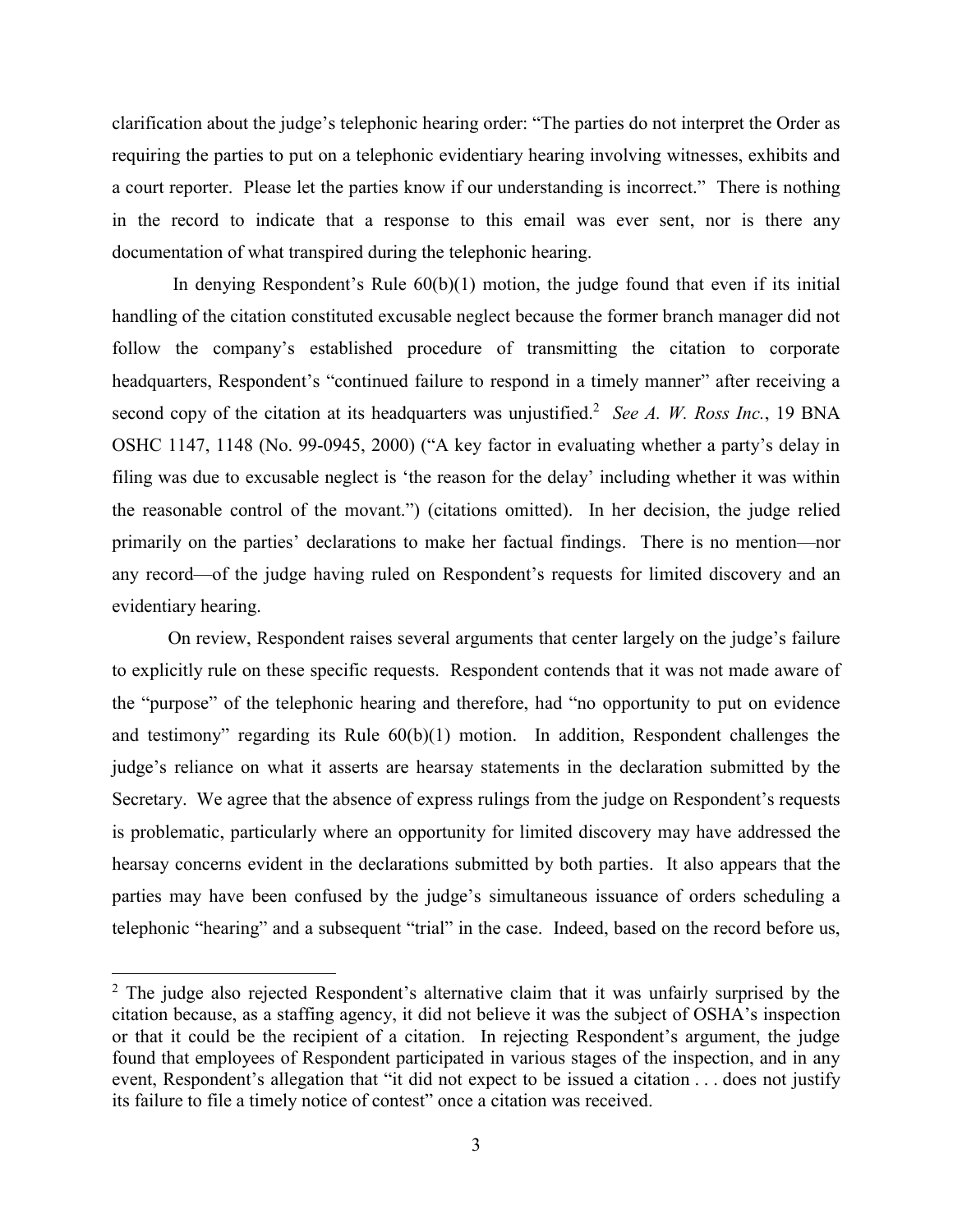clarification about the judge's telephonic hearing order: "The parties do not interpret the Order as requiring the parties to put on a telephonic evidentiary hearing involving witnesses, exhibits and a court reporter. Please let the parties know if our understanding is incorrect." There is nothing in the record to indicate that a response to this email was ever sent, nor is there any documentation of what transpired during the telephonic hearing.

In denying Respondent's Rule 60(b)(1) motion, the judge found that even if its initial handling of the citation constituted excusable neglect because the former branch manager did not follow the company's established procedure of transmitting the citation to corporate headquarters, Respondent's "continued failure to respond in a timely manner" after receiving a second copy of the citation at its headquarters was unjustified.[2] *See A. W. Ross Inc.*, 19 BNA OSHC 1147, 1148 (No. 99-0945, 2000) ("A key factor in evaluating whether a party's delay in filing was due to excusable neglect is 'the reason for the delay' including whether it was within the reasonable control of the movant.") (citations omitted). In her decision, the judge relied primarily on the parties' declarations to make her factual findings. There is no mention—nor any record—of the judge having ruled on Respondent's requests for limited discovery and an evidentiary hearing.

On review, Respondent raises several arguments that center largely on the judge's failure to explicitly rule on these specific requests. Respondent contends that it was not made aware of the "purpose" of the telephonic hearing and therefore, had "no opportunity to put on evidence and testimony" regarding its Rule 60(b)(1) motion. In addition, Respondent challenges the judge's reliance on what it asserts are hearsay statements in the declaration submitted by the Secretary. We agree that the absence of express rulings from the judge on Respondent's requests is problematic, particularly where an opportunity for limited discovery may have addressed the hearsay concerns evident in the declarations submitted by both parties. It also appears that the parties may have been confused by the judge's simultaneous issuance of orders scheduling a telephonic "hearing" and a subsequent "trial" in the case. Indeed, based on the record before us,

[2] The judge also rejected Respondent's alternative claim that it was unfairly surprised by the citation because, as a staffing agency, it did not believe it was the subject of OSHA's inspection or that it could be the recipient of a citation. In rejecting Respondent's argument, the judge found that employees of Respondent participated in various stages of the inspection, and in any event, Respondent's allegation that "it did not expect to be issued a citation . . . does not justify its failure to file a timely notice of contest" once a citation was received.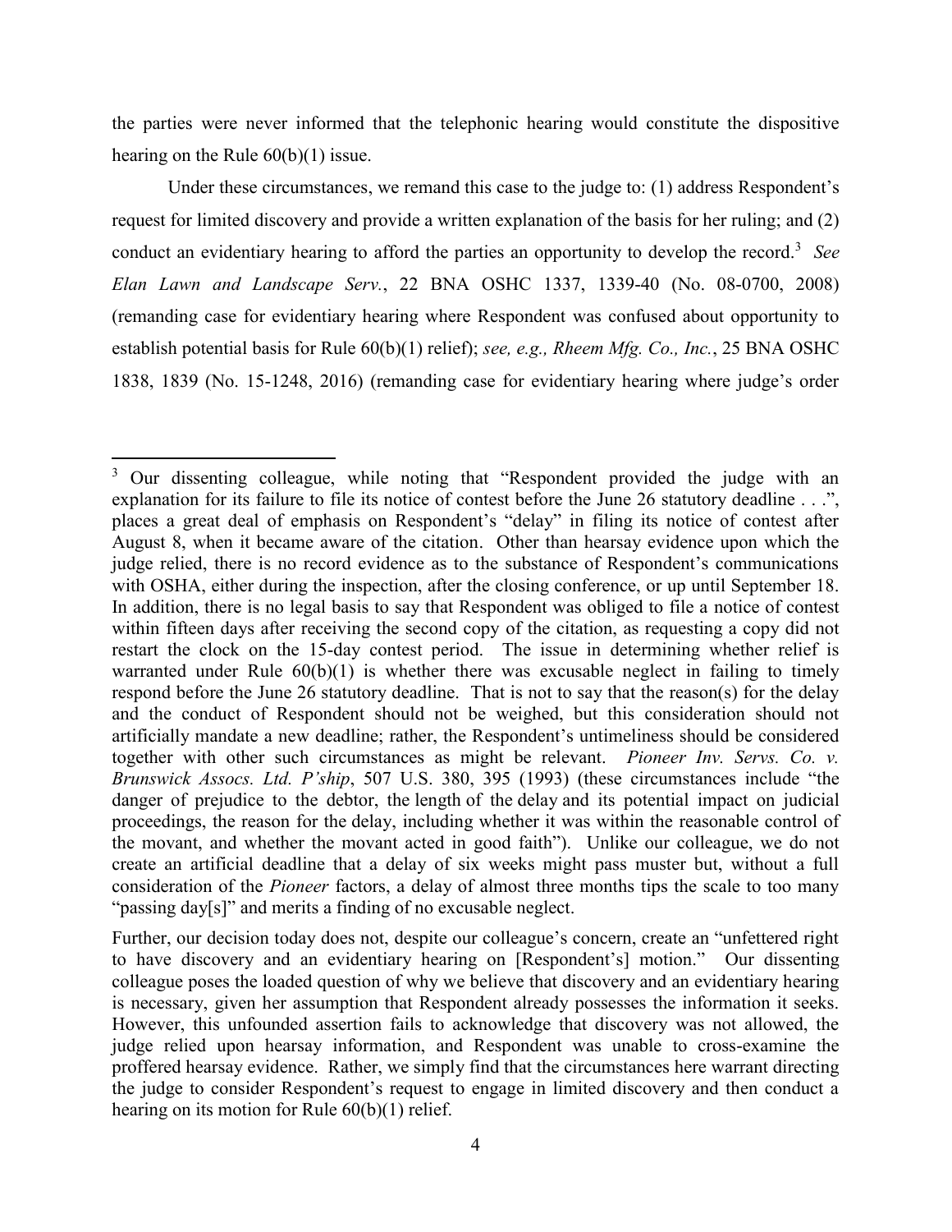the parties were never informed that the telephonic hearing would constitute the dispositive hearing on the Rule 60(b)(1) issue.

Under these circumstances, we remand this case to the judge to: (1) address Respondent's request for limited discovery and provide a written explanation of the basis for her ruling; and (2) conduct an evidentiary hearing to afford the parties an opportunity to develop the record.[3] *See Elan Lawn and Landscape Serv.*, 22 BNA OSHC 1337, 1339-40 (No. 08-0700, 2008) (remanding case for evidentiary hearing where Respondent was confused about opportunity to establish potential basis for Rule 60(b)(1) relief); *see, e.g., Rheem Mfg. Co., Inc.*, 25 BNA OSHC 1838, 1839 (No. 15-1248, 2016) (remanding case for evidentiary hearing where judge's order

---

[3] Our dissenting colleague, while noting that "Respondent provided the judge with an explanation for its failure to file its notice of contest before the June 26 statutory deadline . . .", places a great deal of emphasis on Respondent's "delay" in filing its notice of contest after August 8, when it became aware of the citation. Other than hearsay evidence upon which the judge relied, there is no record evidence as to the substance of Respondent's communications with OSHA, either during the inspection, after the closing conference, or up until September 18. In addition, there is no legal basis to say that Respondent was obliged to file a notice of contest within fifteen days after receiving the second copy of the citation, as requesting a copy did not restart the clock on the 15-day contest period. The issue in determining whether relief is warranted under Rule 60(b)(1) is whether there was excusable neglect in failing to timely respond before the June 26 statutory deadline. That is not to say that the reason(s) for the delay and the conduct of Respondent should not be weighed, but this consideration should not artificially mandate a new deadline; rather, the Respondent's untimeliness should be considered together with other such circumstances as might be relevant. *Pioneer Inv. Servs. Co. v. Brunswick Assocs. Ltd. P'ship*, 507 U.S. 380, 395 (1993) (these circumstances include "the danger of prejudice to the debtor, the length of the delay and its potential impact on judicial proceedings, the reason for the delay, including whether it was within the reasonable control of the movant, and whether the movant acted in good faith"). Unlike our colleague, we do not create an artificial deadline that a delay of six weeks might pass muster but, without a full consideration of the *Pioneer* factors, a delay of almost three months tips the scale to too many "passing day[s]" and merits a finding of no excusable neglect.

Further, our decision today does not, despite our colleague's concern, create an "unfettered right to have discovery and an evidentiary hearing on [Respondent's] motion." Our dissenting colleague poses the loaded question of why we believe that discovery and an evidentiary hearing is necessary, given her assumption that Respondent already possesses the information it seeks. However, this unfounded assertion fails to acknowledge that discovery was not allowed, the judge relied upon hearsay information, and Respondent was unable to cross-examine the proffered hearsay evidence. Rather, we simply find that the circumstances here warrant directing the judge to consider Respondent's request to engage in limited discovery and then conduct a hearing on its motion for Rule 60(b)(1) relief.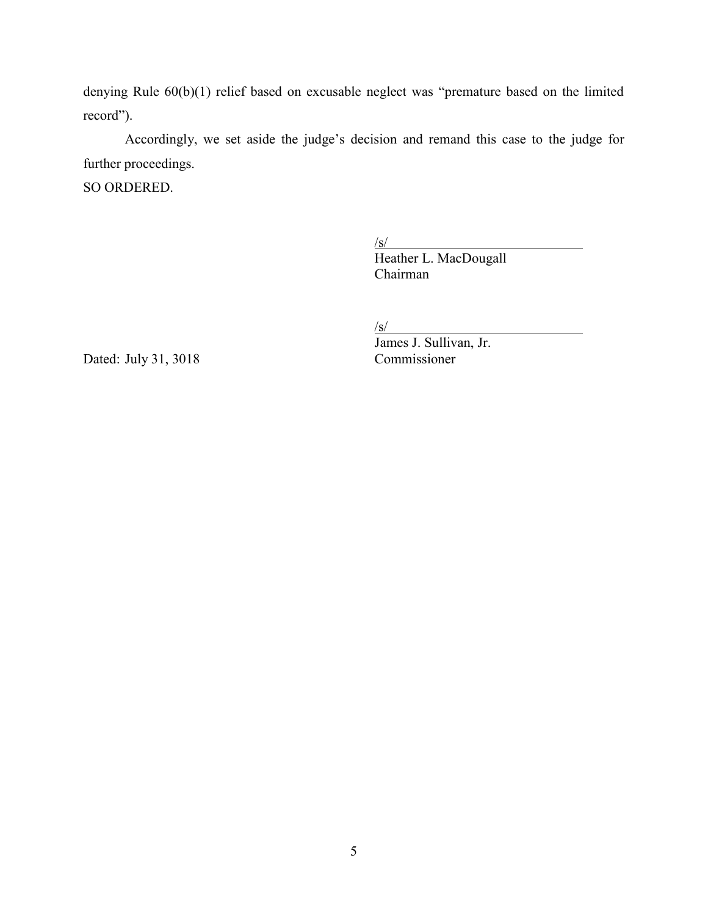denying Rule 60(b)(1) relief based on excusable neglect was "premature based on the limited record").

Accordingly, we set aside the judge's decision and remand this case to the judge for further proceedings.

SO ORDERED.

/s/
Heather L. MacDougall
Chairman

/s/
James J. Sullivan, Jr.
Commissioner

Dated: July 31, 3018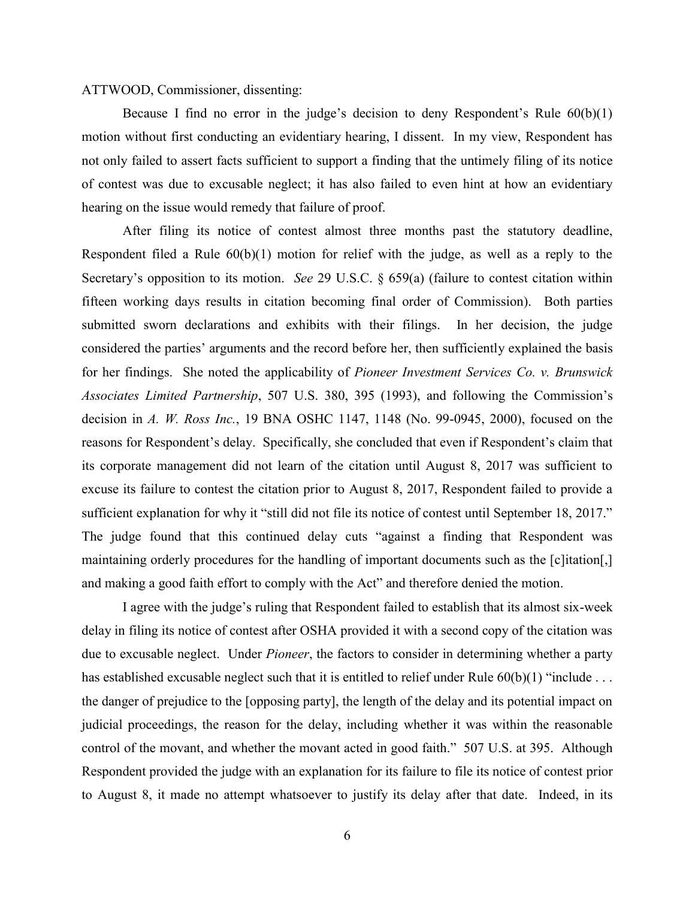ATTWOOD, Commissioner, dissenting:

Because I find no error in the judge's decision to deny Respondent's Rule 60(b)(1) motion without first conducting an evidentiary hearing, I dissent. In my view, Respondent has not only failed to assert facts sufficient to support a finding that the untimely filing of its notice of contest was due to excusable neglect; it has also failed to even hint at how an evidentiary hearing on the issue would remedy that failure of proof.

After filing its notice of contest almost three months past the statutory deadline, Respondent filed a Rule 60(b)(1) motion for relief with the judge, as well as a reply to the Secretary's opposition to its motion. *See* 29 U.S.C. § 659(a) (failure to contest citation within fifteen working days results in citation becoming final order of Commission). Both parties submitted sworn declarations and exhibits with their filings. In her decision, the judge considered the parties' arguments and the record before her, then sufficiently explained the basis for her findings. She noted the applicability of *Pioneer Investment Services Co. v. Brunswick Associates Limited Partnership*, 507 U.S. 380, 395 (1993), and following the Commission's decision in *A. W. Ross Inc.*, 19 BNA OSHC 1147, 1148 (No. 99-0945, 2000), focused on the reasons for Respondent's delay. Specifically, she concluded that even if Respondent's claim that its corporate management did not learn of the citation until August 8, 2017 was sufficient to excuse its failure to contest the citation prior to August 8, 2017, Respondent failed to provide a sufficient explanation for why it "still did not file its notice of contest until September 18, 2017." The judge found that this continued delay cuts "against a finding that Respondent was maintaining orderly procedures for the handling of important documents such as the [c]itation[,] and making a good faith effort to comply with the Act" and therefore denied the motion.

I agree with the judge's ruling that Respondent failed to establish that its almost six-week delay in filing its notice of contest after OSHA provided it with a second copy of the citation was due to excusable neglect. Under *Pioneer*, the factors to consider in determining whether a party has established excusable neglect such that it is entitled to relief under Rule 60(b)(1) "include . . . the danger of prejudice to the [opposing party], the length of the delay and its potential impact on judicial proceedings, the reason for the delay, including whether it was within the reasonable control of the movant, and whether the movant acted in good faith." 507 U.S. at 395. Although Respondent provided the judge with an explanation for its failure to file its notice of contest prior to August 8, it made no attempt whatsoever to justify its delay after that date. Indeed, in its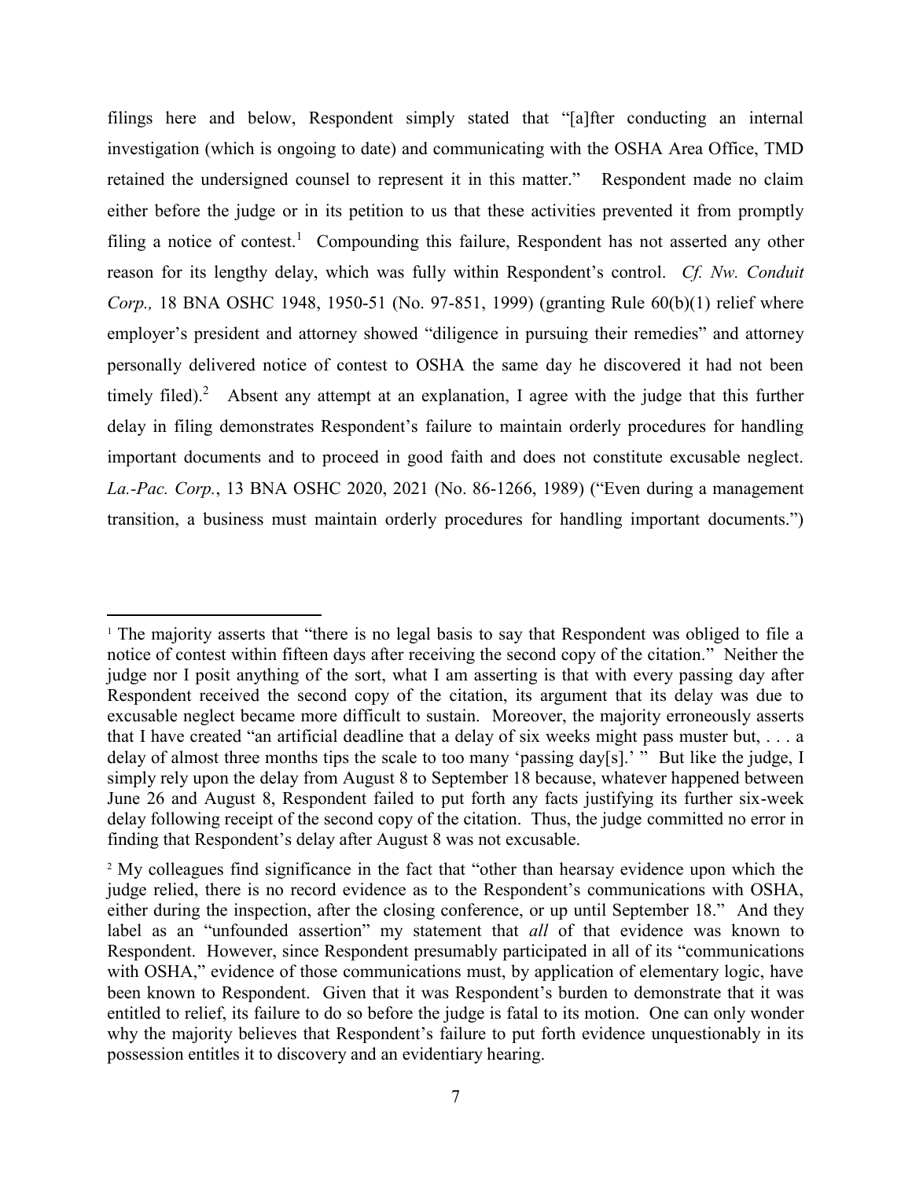filings here and below, Respondent simply stated that "[a]fter conducting an internal investigation (which is ongoing to date) and communicating with the OSHA Area Office, TMD retained the undersigned counsel to represent it in this matter." Respondent made no claim either before the judge or in its petition to us that these activities prevented it from promptly filing a notice of contest.[1] Compounding this failure, Respondent has not asserted any other reason for its lengthy delay, which was fully within Respondent's control. *Cf. Nw. Conduit Corp.,* 18 BNA OSHC 1948, 1950-51 (No. 97-851, 1999) (granting Rule 60(b)(1) relief where employer's president and attorney showed "diligence in pursuing their remedies" and attorney personally delivered notice of contest to OSHA the same day he discovered it had not been timely filed).[2] Absent any attempt at an explanation, I agree with the judge that this further delay in filing demonstrates Respondent's failure to maintain orderly procedures for handling important documents and to proceed in good faith and does not constitute excusable neglect. *La.-Pac. Corp.*, 13 BNA OSHC 2020, 2021 (No. 86-1266, 1989) ("Even during a management transition, a business must maintain orderly procedures for handling important documents.")

[1] The majority asserts that "there is no legal basis to say that Respondent was obliged to file a notice of contest within fifteen days after receiving the second copy of the citation." Neither the judge nor I posit anything of the sort, what I am asserting is that with every passing day after Respondent received the second copy of the citation, its argument that its delay was due to excusable neglect became more difficult to sustain. Moreover, the majority erroneously asserts that I have created "an artificial deadline that a delay of six weeks might pass muster but, . . . a delay of almost three months tips the scale to too many 'passing day[s].' " But like the judge, I simply rely upon the delay from August 8 to September 18 because, whatever happened between June 26 and August 8, Respondent failed to put forth any facts justifying its further six-week delay following receipt of the second copy of the citation. Thus, the judge committed no error in finding that Respondent's delay after August 8 was not excusable.

[2] My colleagues find significance in the fact that "other than hearsay evidence upon which the judge relied, there is no record evidence as to the Respondent's communications with OSHA, either during the inspection, after the closing conference, or up until September 18." And they label as an "unfounded assertion" my statement that *all* of that evidence was known to Respondent. However, since Respondent presumably participated in all of its "communications with OSHA," evidence of those communications must, by application of elementary logic, have been known to Respondent. Given that it was Respondent's burden to demonstrate that it was entitled to relief, its failure to do so before the judge is fatal to its motion. One can only wonder why the majority believes that Respondent's failure to put forth evidence unquestionably in its possession entitles it to discovery and an evidentiary hearing.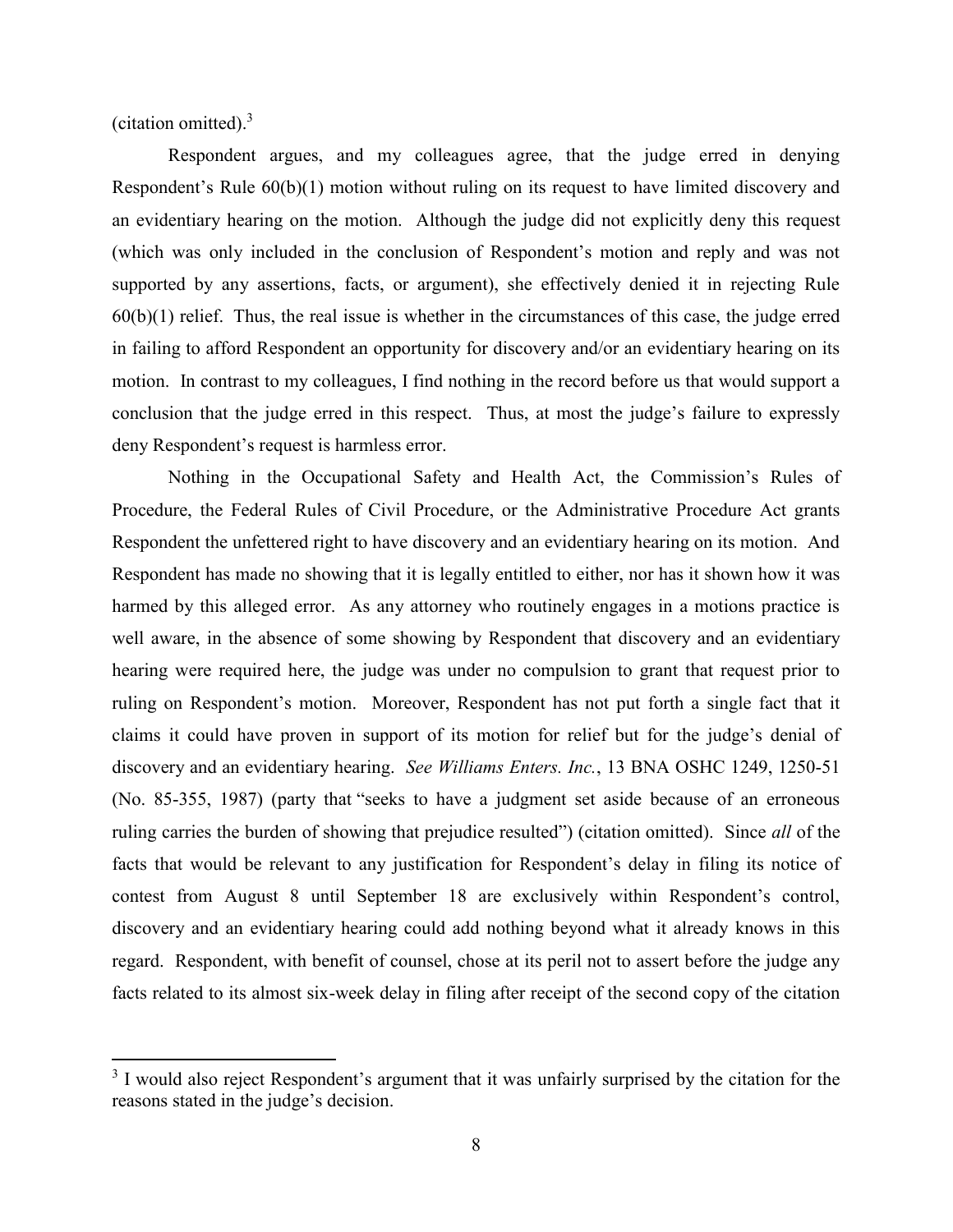(citation omitted).[3]

Respondent argues, and my colleagues agree, that the judge erred in denying Respondent's Rule 60(b)(1) motion without ruling on its request to have limited discovery and an evidentiary hearing on the motion. Although the judge did not explicitly deny this request (which was only included in the conclusion of Respondent's motion and reply and was not supported by any assertions, facts, or argument), she effectively denied it in rejecting Rule 60(b)(1) relief. Thus, the real issue is whether in the circumstances of this case, the judge erred in failing to afford Respondent an opportunity for discovery and/or an evidentiary hearing on its motion. In contrast to my colleagues, I find nothing in the record before us that would support a conclusion that the judge erred in this respect. Thus, at most the judge's failure to expressly deny Respondent's request is harmless error.

Nothing in the Occupational Safety and Health Act, the Commission's Rules of Procedure, the Federal Rules of Civil Procedure, or the Administrative Procedure Act grants Respondent the unfettered right to have discovery and an evidentiary hearing on its motion. And Respondent has made no showing that it is legally entitled to either, nor has it shown how it was harmed by this alleged error. As any attorney who routinely engages in a motions practice is well aware, in the absence of some showing by Respondent that discovery and an evidentiary hearing were required here, the judge was under no compulsion to grant that request prior to ruling on Respondent's motion. Moreover, Respondent has not put forth a single fact that it claims it could have proven in support of its motion for relief but for the judge's denial of discovery and an evidentiary hearing. *See Williams Enters. Inc.*, 13 BNA OSHC 1249, 1250-51 (No. 85-355, 1987) (party that "seeks to have a judgment set aside because of an erroneous ruling carries the burden of showing that prejudice resulted") (citation omitted). Since *all* of the facts that would be relevant to any justification for Respondent's delay in filing its notice of contest from August 8 until September 18 are exclusively within Respondent's control, discovery and an evidentiary hearing could add nothing beyond what it already knows in this regard. Respondent, with benefit of counsel, chose at its peril not to assert before the judge any facts related to its almost six-week delay in filing after receipt of the second copy of the citation

[3] I would also reject Respondent's argument that it was unfairly surprised by the citation for the reasons stated in the judge's decision.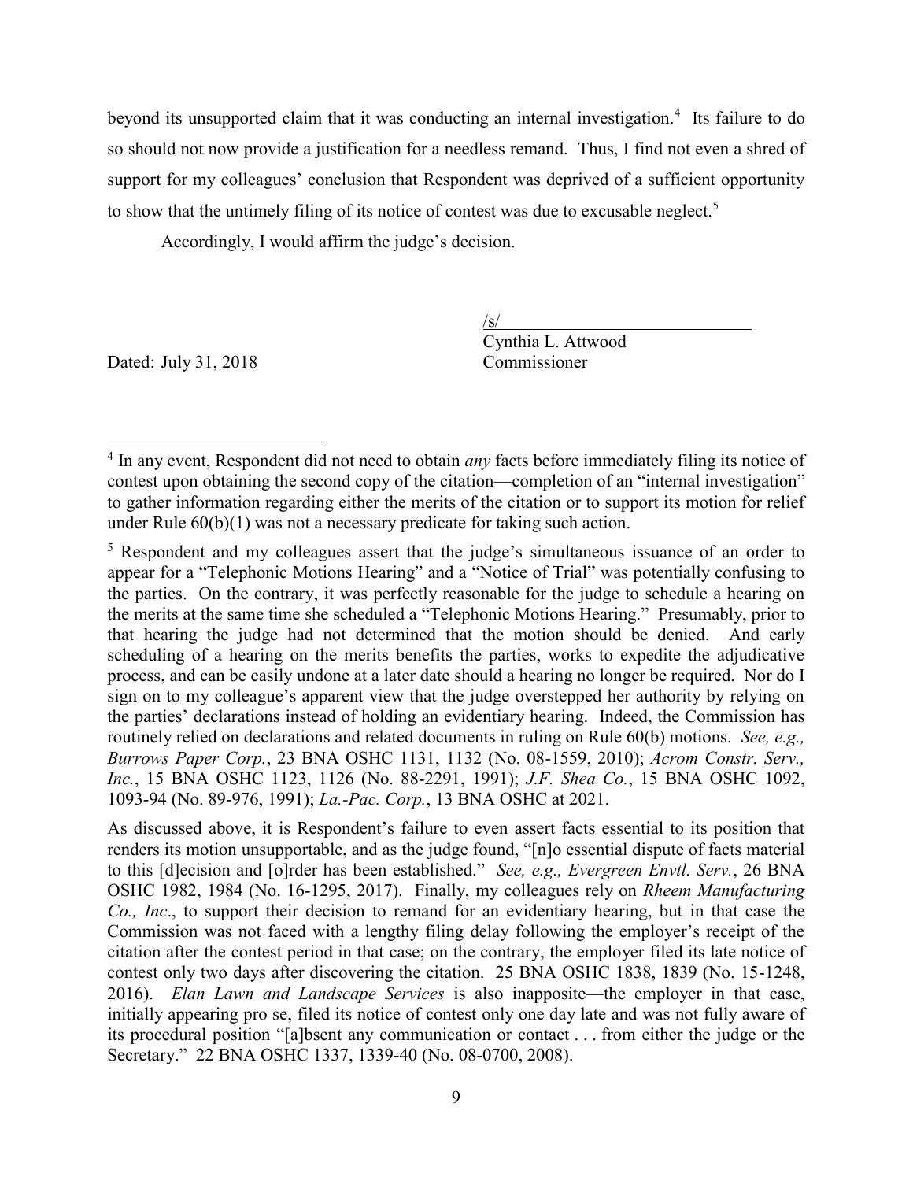beyond its unsupported claim that it was conducting an internal investigation.[4] Its failure to do so should not now provide a justification for a needless remand. Thus, I find not even a shred of support for my colleagues' conclusion that Respondent was deprived of a sufficient opportunity to show that the untimely filing of its notice of contest was due to excusable neglect.[5]

Accordingly, I would affirm the judge's decision.

/s/
Cynthia L. Attwood
Commissioner

Dated: July 31, 2018

---

[4] In any event, Respondent did not need to obtain *any* facts before immediately filing its notice of contest upon obtaining the second copy of the citation—completion of an "internal investigation" to gather information regarding either the merits of the citation or to support its motion for relief under Rule 60(b)(1) was not a necessary predicate for taking such action.

[5] Respondent and my colleagues assert that the judge's simultaneous issuance of an order to appear for a "Telephonic Motions Hearing" and a "Notice of Trial" was potentially confusing to the parties. On the contrary, it was perfectly reasonable for the judge to schedule a hearing on the merits at the same time she scheduled a "Telephonic Motions Hearing." Presumably, prior to that hearing the judge had not determined that the motion should be denied. And early scheduling of a hearing on the merits benefits the parties, works to expedite the adjudicative process, and can be easily undone at a later date should a hearing no longer be required. Nor do I sign on to my colleague's apparent view that the judge overstepped her authority by relying on the parties' declarations instead of holding an evidentiary hearing. Indeed, the Commission has routinely relied on declarations and related documents in ruling on Rule 60(b) motions. *See, e.g., Burrows Paper Corp.*, 23 BNA OSHC 1131, 1132 (No. 08-1559, 2010); *Acrom Constr. Serv., Inc.*, 15 BNA OSHC 1123, 1126 (No. 88-2291, 1991); *J.F. Shea Co.*, 15 BNA OSHC 1092, 1093-94 (No. 89-976, 1991); *La.-Pac. Corp.*, 13 BNA OSHC at 2021.

As discussed above, it is Respondent's failure to even assert facts essential to its position that renders its motion unsupportable, and as the judge found, "[n]o essential dispute of facts material to this [d]ecision and [o]rder has been established." *See, e.g., Evergreen Envtl. Serv.*, 26 BNA OSHC 1982, 1984 (No. 16-1295, 2017). Finally, my colleagues rely on *Rheem Manufacturing Co., Inc*., to support their decision to remand for an evidentiary hearing, but in that case the Commission was not faced with a lengthy filing delay following the employer's receipt of the citation after the contest period in that case; on the contrary, the employer filed its late notice of contest only two days after discovering the citation. 25 BNA OSHC 1838, 1839 (No. 15-1248, 2016). *Elan Lawn and Landscape Services* is also inapposite—the employer in that case, initially appearing pro se, filed its notice of contest only one day late and was not fully aware of its procedural position "[a]bsent any communication or contact . . . from either the judge or the Secretary." 22 BNA OSHC 1337, 1339-40 (No. 08-0700, 2008).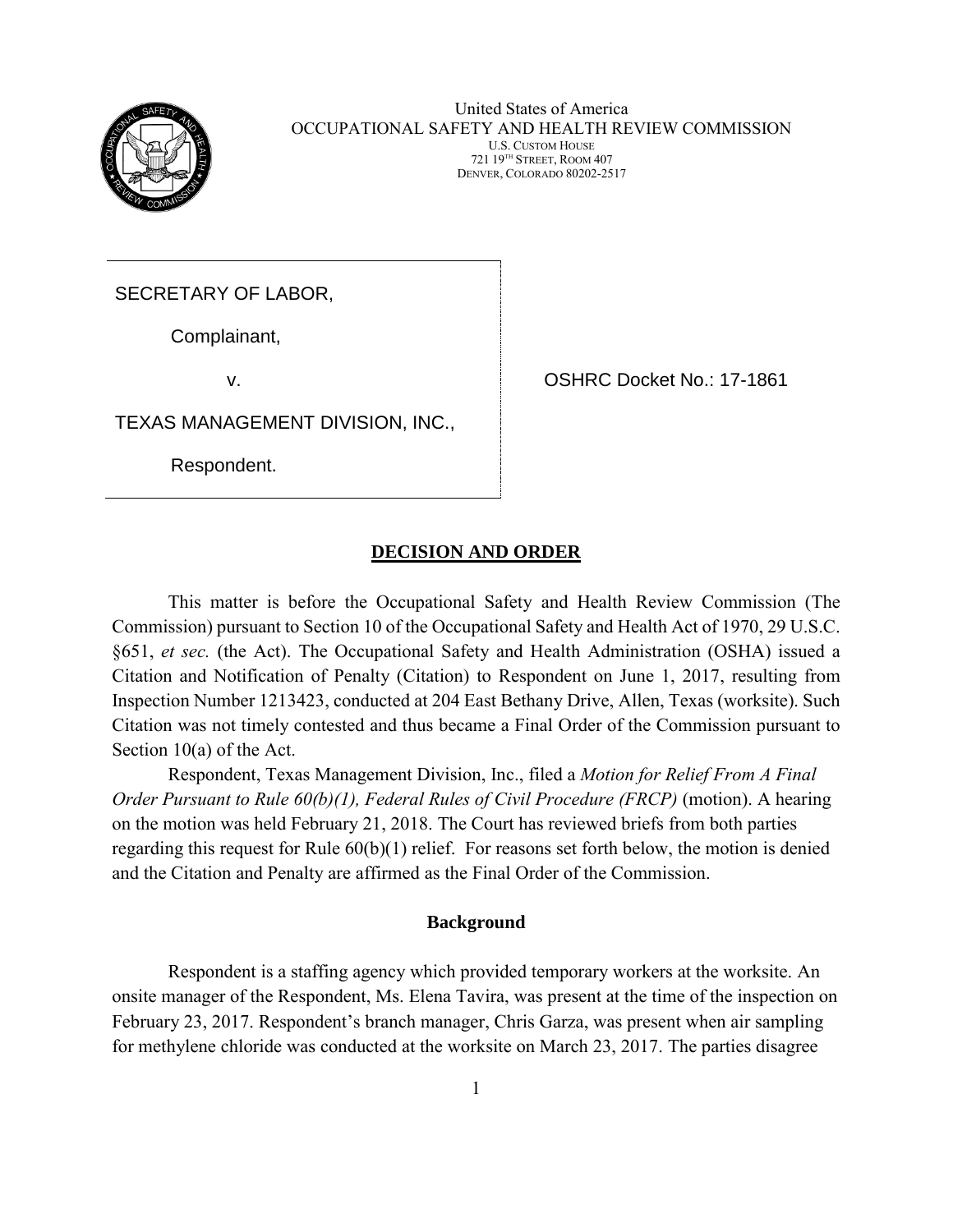United States of America
OCCUPATIONAL SAFETY AND HEALTH REVIEW COMMISSION
U.S. CUSTOM HOUSE
721 19TH STREET, ROOM 407
DENVER, COLORADO 80202-2517

SECRETARY OF LABOR,

Complainant,

v.

TEXAS MANAGEMENT DIVISION, INC.,

Respondent.

OSHRC Docket No.: 17-1861

## DECISION AND ORDER

This matter is before the Occupational Safety and Health Review Commission (The Commission) pursuant to Section 10 of the Occupational Safety and Health Act of 1970, 29 U.S.C. §651, *et sec.* (the Act). The Occupational Safety and Health Administration (OSHA) issued a Citation and Notification of Penalty (Citation) to Respondent on June 1, 2017, resulting from Inspection Number 1213423, conducted at 204 East Bethany Drive, Allen, Texas (worksite). Such Citation was not timely contested and thus became a Final Order of the Commission pursuant to Section 10(a) of the Act.

Respondent, Texas Management Division, Inc., filed a *Motion for Relief From A Final Order Pursuant to Rule 60(b)(1), Federal Rules of Civil Procedure (FRCP)* (motion). A hearing on the motion was held February 21, 2018. The Court has reviewed briefs from both parties regarding this request for Rule 60(b)(1) relief. For reasons set forth below, the motion is denied and the Citation and Penalty are affirmed as the Final Order of the Commission.

### Background

Respondent is a staffing agency which provided temporary workers at the worksite. An onsite manager of the Respondent, Ms. Elena Tavira, was present at the time of the inspection on February 23, 2017. Respondent's branch manager, Chris Garza, was present when air sampling for methylene chloride was conducted at the worksite on March 23, 2017. The parties disagree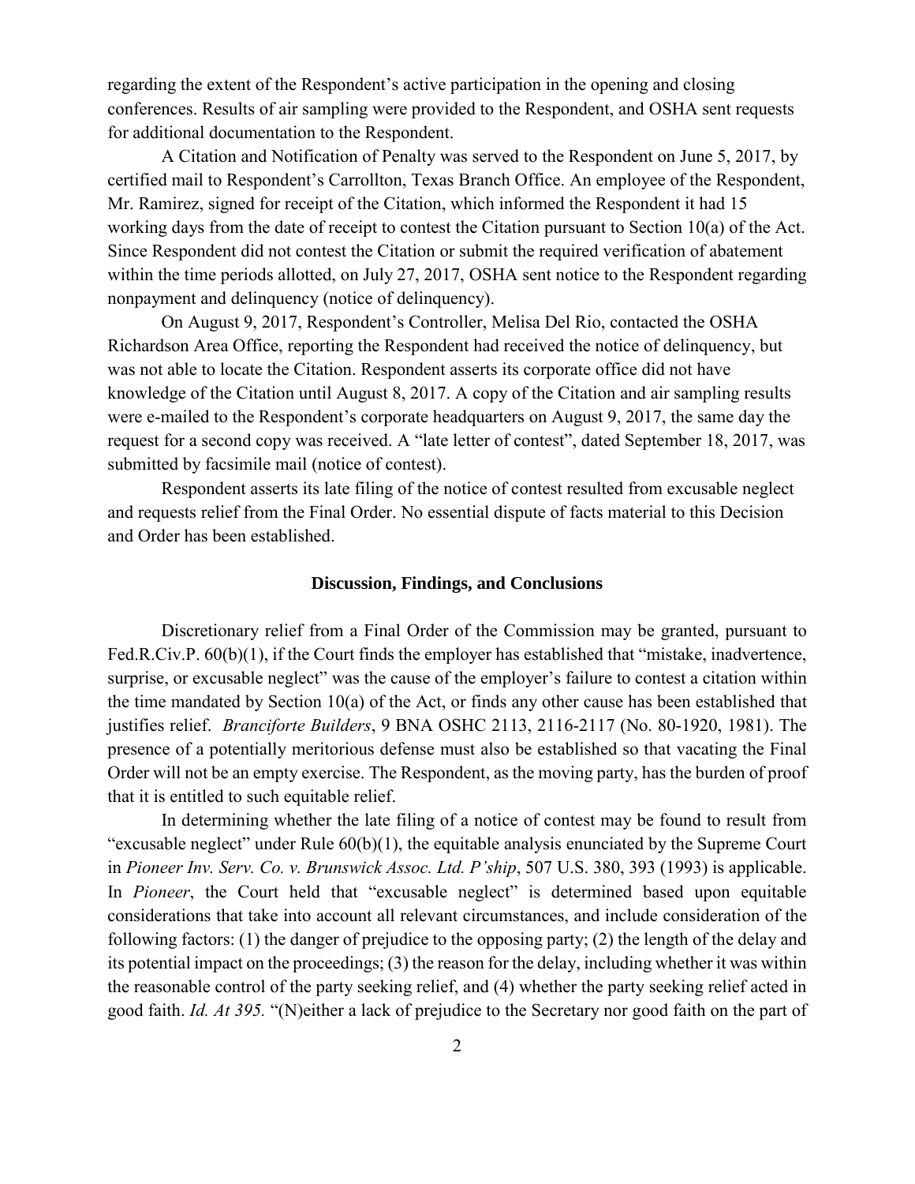regarding the extent of the Respondent's active participation in the opening and closing conferences. Results of air sampling were provided to the Respondent, and OSHA sent requests for additional documentation to the Respondent.

A Citation and Notification of Penalty was served to the Respondent on June 5, 2017, by certified mail to Respondent's Carrollton, Texas Branch Office. An employee of the Respondent, Mr. Ramirez, signed for receipt of the Citation, which informed the Respondent it had 15 working days from the date of receipt to contest the Citation pursuant to Section 10(a) of the Act. Since Respondent did not contest the Citation or submit the required verification of abatement within the time periods allotted, on July 27, 2017, OSHA sent notice to the Respondent regarding nonpayment and delinquency (notice of delinquency).

On August 9, 2017, Respondent's Controller, Melisa Del Rio, contacted the OSHA Richardson Area Office, reporting the Respondent had received the notice of delinquency, but was not able to locate the Citation. Respondent asserts its corporate office did not have knowledge of the Citation until August 8, 2017. A copy of the Citation and air sampling results were e-mailed to the Respondent's corporate headquarters on August 9, 2017, the same day the request for a second copy was received. A "late letter of contest", dated September 18, 2017, was submitted by facsimile mail (notice of contest).

Respondent asserts its late filing of the notice of contest resulted from excusable neglect and requests relief from the Final Order. No essential dispute of facts material to this Decision and Order has been established.

## Discussion, Findings, and Conclusions

Discretionary relief from a Final Order of the Commission may be granted, pursuant to Fed.R.Civ.P. 60(b)(1), if the Court finds the employer has established that "mistake, inadvertence, surprise, or excusable neglect" was the cause of the employer's failure to contest a citation within the time mandated by Section 10(a) of the Act, or finds any other cause has been established that justifies relief. *Branciforte Builders*, 9 BNA OSHC 2113, 2116-2117 (No. 80-1920, 1981). The presence of a potentially meritorious defense must also be established so that vacating the Final Order will not be an empty exercise. The Respondent, as the moving party, has the burden of proof that it is entitled to such equitable relief.

In determining whether the late filing of a notice of contest may be found to result from "excusable neglect" under Rule 60(b)(1), the equitable analysis enunciated by the Supreme Court in *Pioneer Inv. Serv. Co. v. Brunswick Assoc. Ltd. P'ship*, 507 U.S. 380, 393 (1993) is applicable. In *Pioneer*, the Court held that "excusable neglect" is determined based upon equitable considerations that take into account all relevant circumstances, and include consideration of the following factors: (1) the danger of prejudice to the opposing party; (2) the length of the delay and its potential impact on the proceedings; (3) the reason for the delay, including whether it was within the reasonable control of the party seeking relief, and (4) whether the party seeking relief acted in good faith. *Id. At 395.* "(N)either a lack of prejudice to the Secretary nor good faith on the part of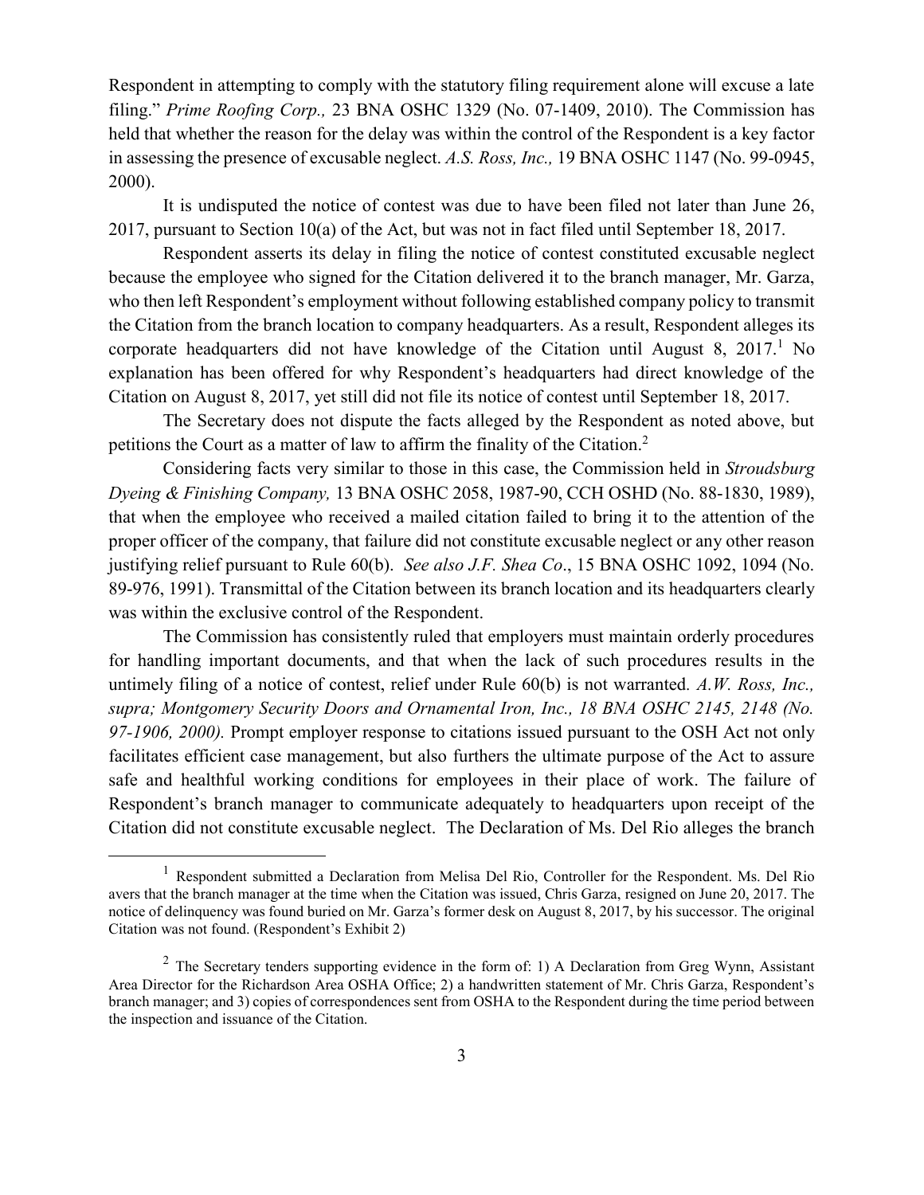Respondent in attempting to comply with the statutory filing requirement alone will excuse a late filing." *Prime Roofing Corp.,* 23 BNA OSHC 1329 (No. 07-1409, 2010). The Commission has held that whether the reason for the delay was within the control of the Respondent is a key factor in assessing the presence of excusable neglect. *A.S. Ross, Inc.,* 19 BNA OSHC 1147 (No. 99-0945, 2000).

It is undisputed the notice of contest was due to have been filed not later than June 26, 2017, pursuant to Section 10(a) of the Act, but was not in fact filed until September 18, 2017.

Respondent asserts its delay in filing the notice of contest constituted excusable neglect because the employee who signed for the Citation delivered it to the branch manager, Mr. Garza, who then left Respondent's employment without following established company policy to transmit the Citation from the branch location to company headquarters. As a result, Respondent alleges its corporate headquarters did not have knowledge of the Citation until August 8, 2017.[1] No explanation has been offered for why Respondent's headquarters had direct knowledge of the Citation on August 8, 2017, yet still did not file its notice of contest until September 18, 2017.

The Secretary does not dispute the facts alleged by the Respondent as noted above, but petitions the Court as a matter of law to affirm the finality of the Citation.[2]

Considering facts very similar to those in this case, the Commission held in *Stroudsburg Dyeing & Finishing Company,* 13 BNA OSHC 2058, 1987-90, CCH OSHD (No. 88-1830, 1989), that when the employee who received a mailed citation failed to bring it to the attention of the proper officer of the company, that failure did not constitute excusable neglect or any other reason justifying relief pursuant to Rule 60(b). *See also J.F. Shea Co*., 15 BNA OSHC 1092, 1094 (No. 89-976, 1991). Transmittal of the Citation between its branch location and its headquarters clearly was within the exclusive control of the Respondent.

The Commission has consistently ruled that employers must maintain orderly procedures for handling important documents, and that when the lack of such procedures results in the untimely filing of a notice of contest, relief under Rule 60(b) is not warranted. *A.W. Ross, Inc., supra; Montgomery Security Doors and Ornamental Iron, Inc., 18 BNA OSHC 2145, 2148 (No. 97-1906, 2000).* Prompt employer response to citations issued pursuant to the OSH Act not only facilitates efficient case management, but also furthers the ultimate purpose of the Act to assure safe and healthful working conditions for employees in their place of work. The failure of Respondent's branch manager to communicate adequately to headquarters upon receipt of the Citation did not constitute excusable neglect. The Declaration of Ms. Del Rio alleges the branch

---

[1] Respondent submitted a Declaration from Melisa Del Rio, Controller for the Respondent. Ms. Del Rio avers that the branch manager at the time when the Citation was issued, Chris Garza, resigned on June 20, 2017. The notice of delinquency was found buried on Mr. Garza's former desk on August 8, 2017, by his successor. The original Citation was not found. (Respondent's Exhibit 2)

[2] The Secretary tenders supporting evidence in the form of: 1) A Declaration from Greg Wynn, Assistant Area Director for the Richardson Area OSHA Office; 2) a handwritten statement of Mr. Chris Garza, Respondent's branch manager; and 3) copies of correspondences sent from OSHA to the Respondent during the time period between the inspection and issuance of the Citation.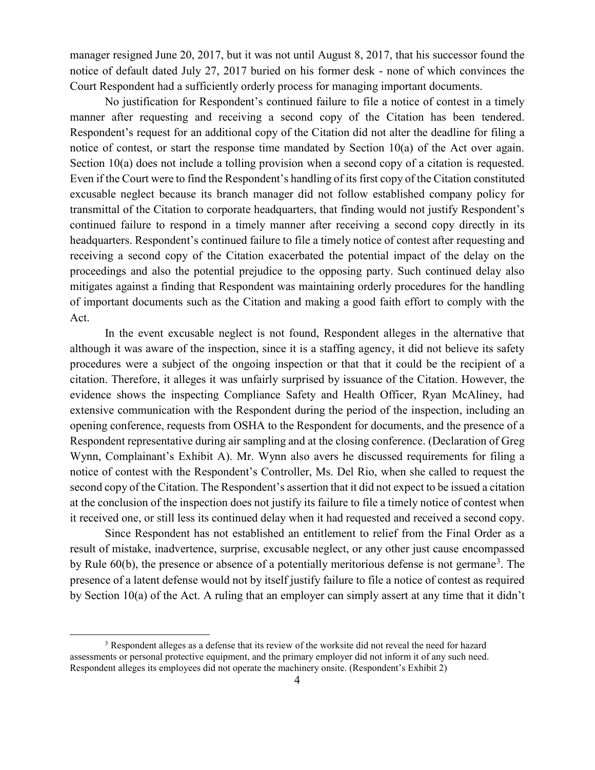manager resigned June 20, 2017, but it was not until August 8, 2017, that his successor found the notice of default dated July 27, 2017 buried on his former desk - none of which convinces the Court Respondent had a sufficiently orderly process for managing important documents.

No justification for Respondent's continued failure to file a notice of contest in a timely manner after requesting and receiving a second copy of the Citation has been tendered. Respondent's request for an additional copy of the Citation did not alter the deadline for filing a notice of contest, or start the response time mandated by Section 10(a) of the Act over again. Section 10(a) does not include a tolling provision when a second copy of a citation is requested. Even if the Court were to find the Respondent's handling of its first copy of the Citation constituted excusable neglect because its branch manager did not follow established company policy for transmittal of the Citation to corporate headquarters, that finding would not justify Respondent's continued failure to respond in a timely manner after receiving a second copy directly in its headquarters. Respondent's continued failure to file a timely notice of contest after requesting and receiving a second copy of the Citation exacerbated the potential impact of the delay on the proceedings and also the potential prejudice to the opposing party. Such continued delay also mitigates against a finding that Respondent was maintaining orderly procedures for the handling of important documents such as the Citation and making a good faith effort to comply with the Act.

In the event excusable neglect is not found, Respondent alleges in the alternative that although it was aware of the inspection, since it is a staffing agency, it did not believe its safety procedures were a subject of the ongoing inspection or that that it could be the recipient of a citation. Therefore, it alleges it was unfairly surprised by issuance of the Citation. However, the evidence shows the inspecting Compliance Safety and Health Officer, Ryan McAliney, had extensive communication with the Respondent during the period of the inspection, including an opening conference, requests from OSHA to the Respondent for documents, and the presence of a Respondent representative during air sampling and at the closing conference. (Declaration of Greg Wynn, Complainant's Exhibit A). Mr. Wynn also avers he discussed requirements for filing a notice of contest with the Respondent's Controller, Ms. Del Rio, when she called to request the second copy of the Citation. The Respondent's assertion that it did not expect to be issued a citation at the conclusion of the inspection does not justify its failure to file a timely notice of contest when it received one, or still less its continued delay when it had requested and received a second copy.

Since Respondent has not established an entitlement to relief from the Final Order as a result of mistake, inadvertence, surprise, excusable neglect, or any other just cause encompassed by Rule 60(b), the presence or absence of a potentially meritorious defense is not germane[3]. The presence of a latent defense would not by itself justify failure to file a notice of contest as required by Section 10(a) of the Act. A ruling that an employer can simply assert at any time that it didn't

[3] Respondent alleges as a defense that its review of the worksite did not reveal the need for hazard assessments or personal protective equipment, and the primary employer did not inform it of any such need. Respondent alleges its employees did not operate the machinery onsite. (Respondent's Exhibit 2)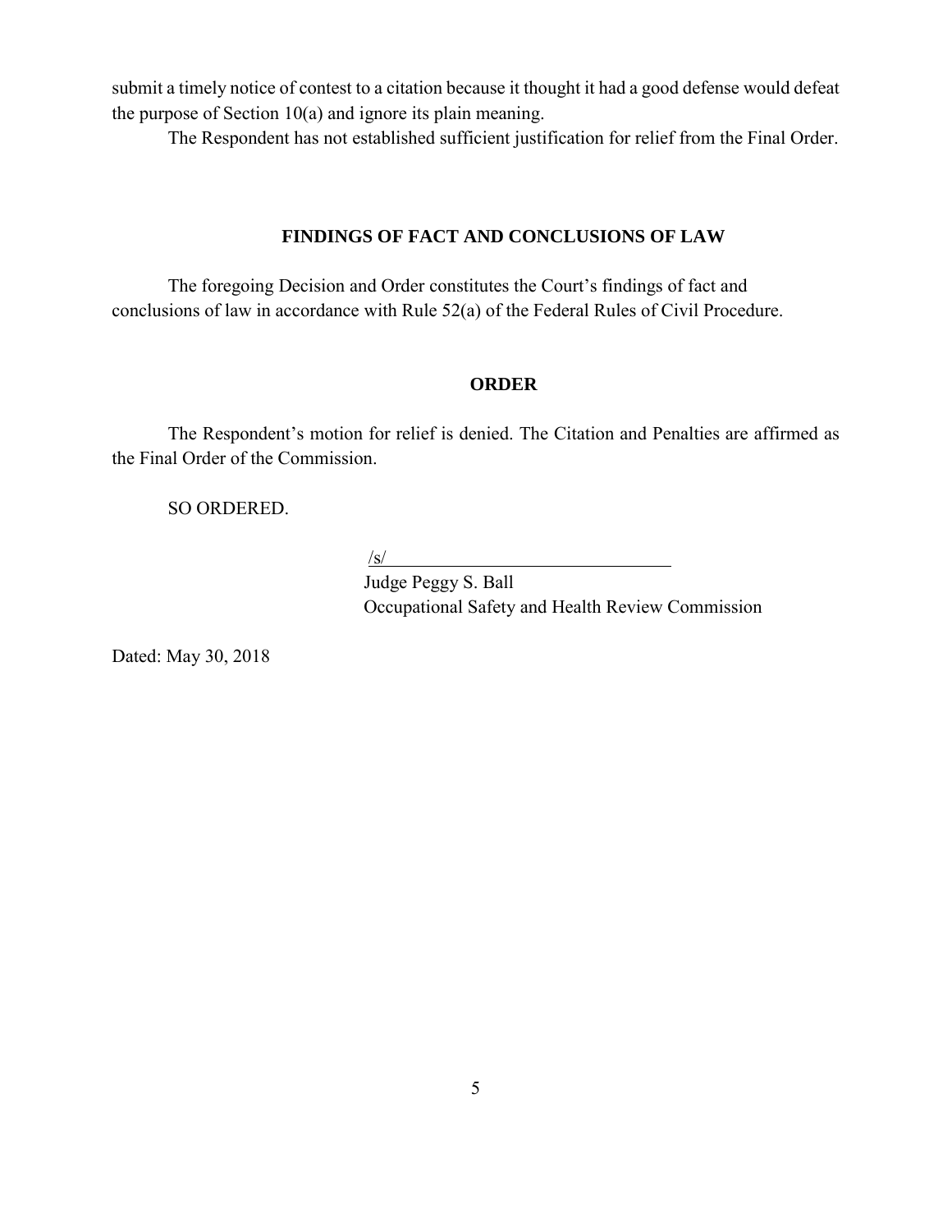submit a timely notice of contest to a citation because it thought it had a good defense would defeat the purpose of Section 10(a) and ignore its plain meaning.

The Respondent has not established sufficient justification for relief from the Final Order.

## FINDINGS OF FACT AND CONCLUSIONS OF LAW

The foregoing Decision and Order constitutes the Court's findings of fact and conclusions of law in accordance with Rule 52(a) of the Federal Rules of Civil Procedure.

## ORDER

The Respondent's motion for relief is denied. The Citation and Penalties are affirmed as the Final Order of the Commission.

SO ORDERED.

/s/

Judge Peggy S. Ball
Occupational Safety and Health Review Commission

Dated: May 30, 2018